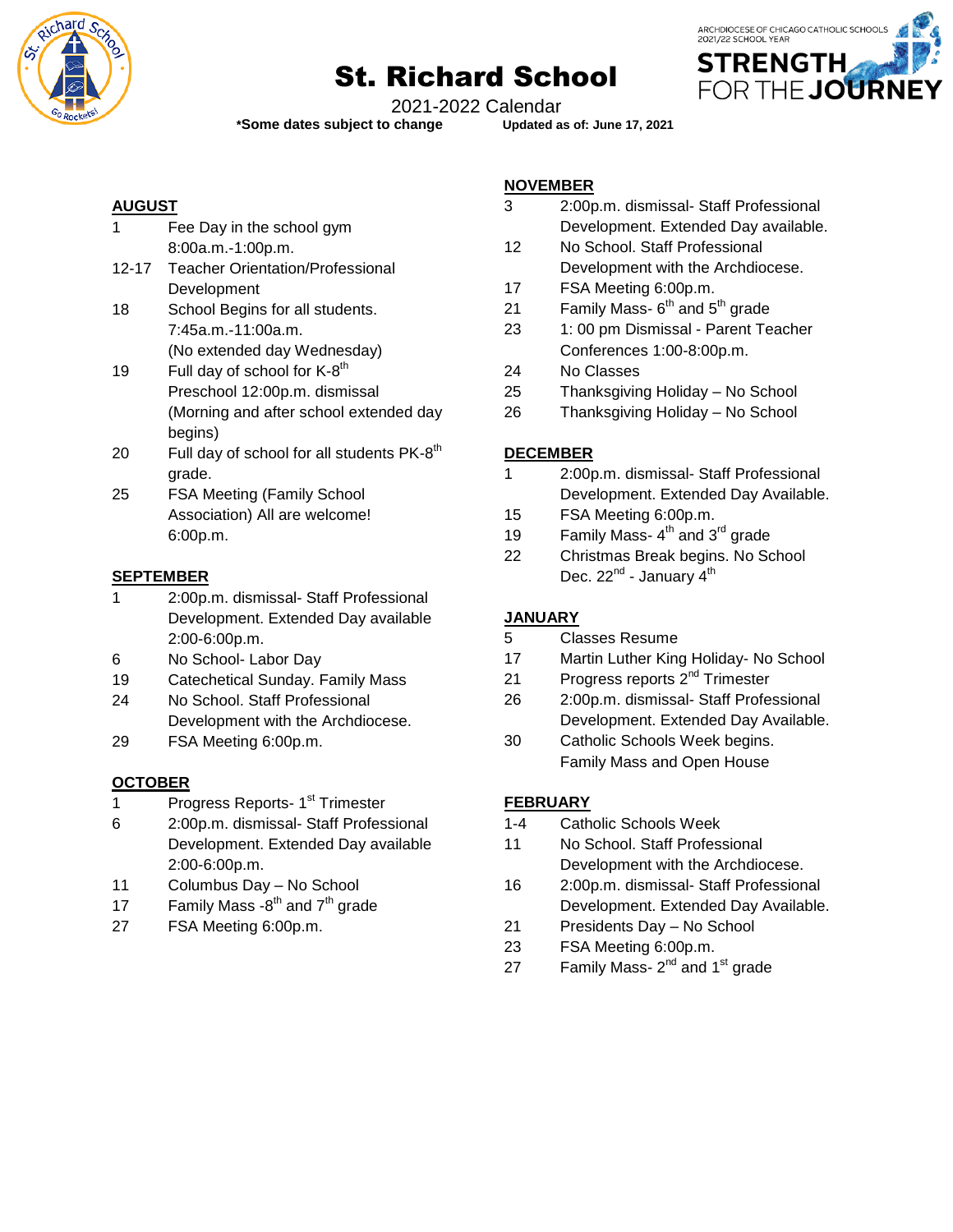# St. Richard School

2021-2022 Calendar

***Some dates subject to change** **Updated as of: June 17, 2021**

ARCHDIOCESE OF CHICAGO CATHOLIC SCHOOLS 2021/22 SCHOOL YEAR
**STRENGTH FOR THE JOURNEY**

## AUGUST

- 1 Fee Day in the school gym 8:00a.m.-1:00p.m.
- 12-17 Teacher Orientation/Professional Development
- 18 School Begins for all students. 7:45a.m.-11:00a.m. (No extended day Wednesday)
- 19 Full day of school for K-8th Preschool 12:00p.m. dismissal (Morning and after school extended day begins)
- 20 Full day of school for all students PK-8th grade.
- 25 FSA Meeting (Family School Association) All are welcome! 6:00p.m.

## SEPTEMBER

- 1 2:00p.m. dismissal- Staff Professional Development. Extended Day available 2:00-6:00p.m.
- 6 No School- Labor Day
- 19 Catechetical Sunday. Family Mass
- 24 No School. Staff Professional Development with the Archdiocese.
- 29 FSA Meeting 6:00p.m.

## OCTOBER

- 1 Progress Reports- 1st Trimester
- 6 2:00p.m. dismissal- Staff Professional Development. Extended Day available 2:00-6:00p.m.
- 11 Columbus Day – No School
- 17 Family Mass -8th and 7th grade
- 27 FSA Meeting 6:00p.m.

## NOVEMBER

- 3 2:00p.m. dismissal- Staff Professional Development. Extended Day available.
- 12 No School. Staff Professional Development with the Archdiocese.
- 17 FSA Meeting 6:00p.m.
- 21 Family Mass- 6th and 5th grade
- 23 1: 00 pm Dismissal - Parent Teacher Conferences 1:00-8:00p.m.
- 24 No Classes
- 25 Thanksgiving Holiday – No School
- 26 Thanksgiving Holiday – No School

## DECEMBER

- 1 2:00p.m. dismissal- Staff Professional Development. Extended Day Available.
- 15 FSA Meeting 6:00p.m.
- 19 Family Mass- 4th and 3rd grade
- 22 Christmas Break begins. No School Dec. 22nd - January 4th

## JANUARY

- 5 Classes Resume
- 17 Martin Luther King Holiday- No School
- 21 Progress reports 2nd Trimester
- 26 2:00p.m. dismissal- Staff Professional Development. Extended Day Available.
- 30 Catholic Schools Week begins. Family Mass and Open House

## FEBRUARY

- 1-4 Catholic Schools Week
- 11 No School. Staff Professional Development with the Archdiocese.
- 16 2:00p.m. dismissal- Staff Professional Development. Extended Day Available.
- 21 Presidents Day – No School
- 23 FSA Meeting 6:00p.m.
- 27 Family Mass- 2nd and 1st grade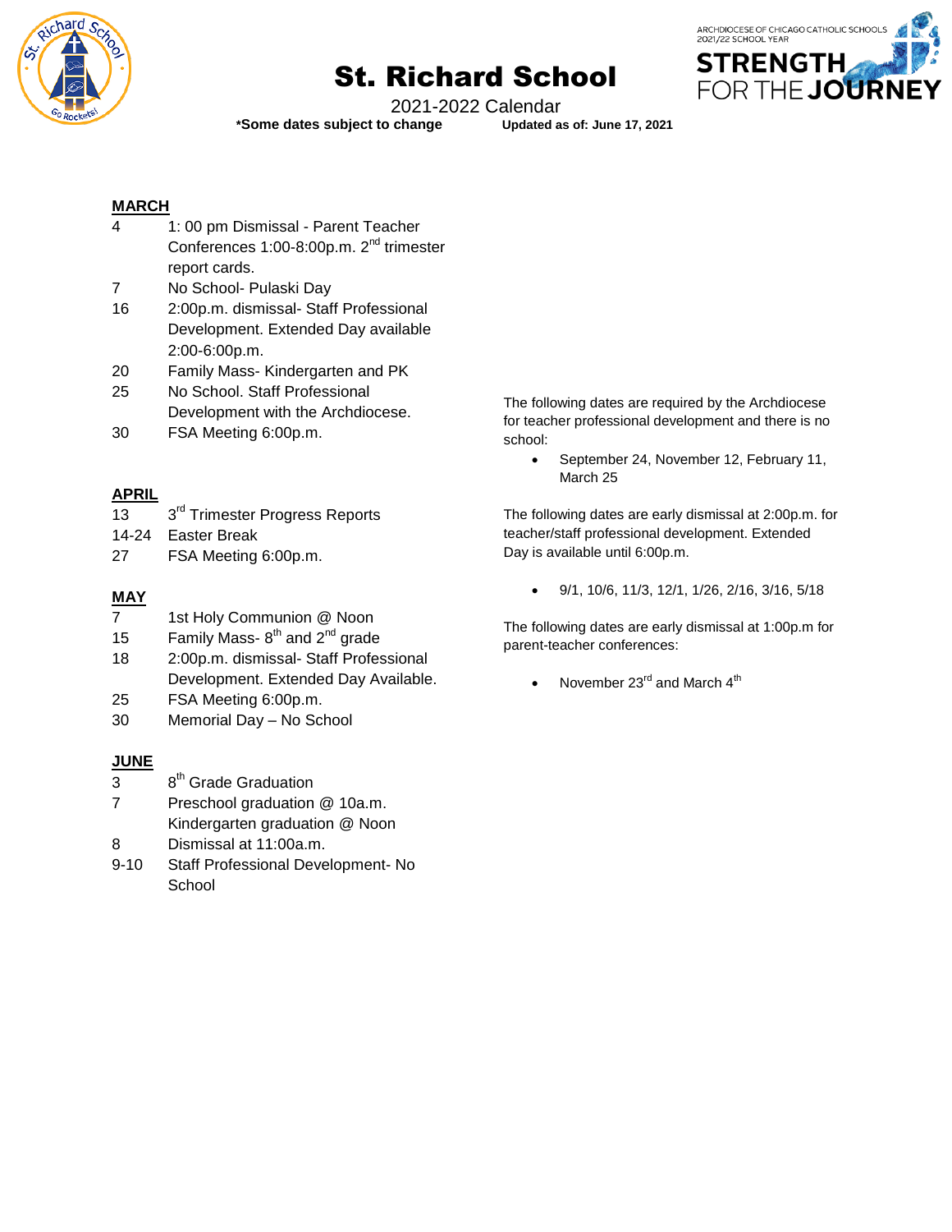# St. Richard School

2021-2022 Calendar

**\*Some dates subject to change** **Updated as of: June 17, 2021**

ARCHDIOCESE OF CHICAGO CATHOLIC SCHOOLS 2021/22 SCHOOL YEAR
**STRENGTH** FOR THE **JOURNEY**

## MARCH

| | |
|---|---|
| 4 | 1: 00 pm Dismissal - Parent Teacher Conferences 1:00-8:00p.m. 2nd trimester report cards. |
| 7 | No School- Pulaski Day |
| 16 | 2:00p.m. dismissal- Staff Professional Development. Extended Day available 2:00-6:00p.m. |
| 20 | Family Mass- Kindergarten and PK |
| 25 | No School. Staff Professional Development with the Archdiocese. |
| 30 | FSA Meeting 6:00p.m. |

## APRIL

| | |
|---|---|
| 13 | 3rd Trimester Progress Reports |
| 14-24 | Easter Break |
| 27 | FSA Meeting 6:00p.m. |

## MAY

| | |
|---|---|
| 7 | 1st Holy Communion @ Noon |
| 15 | Family Mass- 8th and 2nd grade |
| 18 | 2:00p.m. dismissal- Staff Professional Development. Extended Day Available. |
| 25 | FSA Meeting 6:00p.m. |
| 30 | Memorial Day – No School |

## JUNE

| | |
|---|---|
| 3 | 8th Grade Graduation |
| 7 | Preschool graduation @ 10a.m. Kindergarten graduation @ Noon |
| 8 | Dismissal at 11:00a.m. |
| 9-10 | Staff Professional Development- No School |

The following dates are required by the Archdiocese for teacher professional development and there is no school:

- September 24, November 12, February 11, March 25

The following dates are early dismissal at 2:00p.m. for teacher/staff professional development. Extended Day is available until 6:00p.m.

- 9/1, 10/6, 11/3, 12/1, 1/26, 2/16, 3/16, 5/18

The following dates are early dismissal at 1:00p.m for parent-teacher conferences:

- November 23rd and March 4th